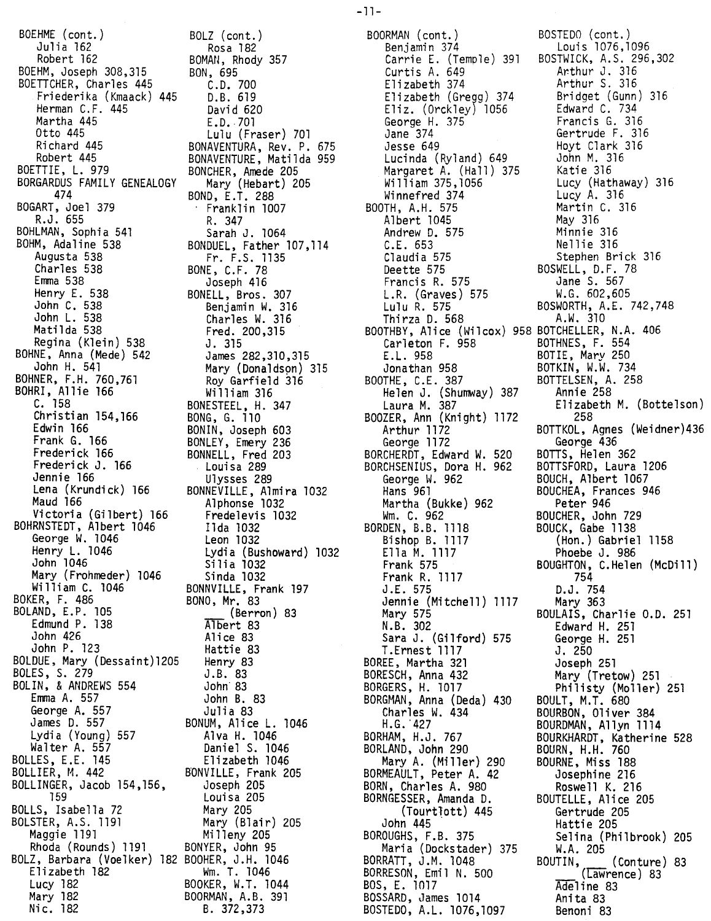BOEHME (cont.)
  Julia 162
  Robert 162
BOEHM, Joseph 308,315
BOETTCHER, Charles 445
  Friederika (Kmaack) 445
  Herman C.F. 445
  Martha 445
  Otto 445
  Richard 445
  Robert 445
BOETTIE, L. 979
BORGARDUS FAMILY GENEALOGY 474
BOGART, Joel 379
  R.J. 655
BOHLMAN, Sophia 541
BOHM, Adaline 538
  Augusta 538
  Charles 538
  Emma 538
  Henry E. 538
  John C. 538
  John L. 538
  Matilda 538
  Regina (Klein) 538
BOHNE, Anna (Mede) 542
  John H. 541
BOHNER, F.H. 760,761
BOHRI, Allie 166
  C. 158
  Christian 154,166
  Edwin 166
  Frank G. 166
  Frederick 166
  Frederick J. 166
  Jennie 166
  Lena (Krundick) 166
  Maud 166
  Victoria (Gilbert) 166
BOHRNSTEDT, Albert 1046
  George W. 1046
  Henry L. 1046
  John 1046
  Mary (Frohmeder) 1046
  William C. 1046
BOKER, F. 486
BOLAND, E.P. 105
  Edmund P. 138
  John 426
  John P. 123
BOLDUE, Mary (Dessaint)1205
BOLES, S. 279
BOLIN, & ANDREWS 554
  Emma A. 557
  George A. 557
  James D. 557
  Lydia (Young) 557
  Walter A. 557
BOLLES, E.E. 145
BOLLIER, M. 442
BOLLINGER, Jacob 154,156, 159
BOLLS, Isabella 72
BOLSTER, A.S. 1191
  Maggie 1191
  Rhoda (Rounds) 1191
BOLZ, Barbara (Voelker) 182
  Elizabeth 182
  Lucy 182
  Mary 182
  Nic. 182

BOLZ (cont.)
  Rosa 182
BOMAN, Rhody 357
BON, 695
  C.D. 700
  D.B. 619
  David 620
  E.D. 701
  Lulu (Fraser) 701
BONAVENTURA, Rev. P. 675
BONAVENTURE, Matilda 959
BONCHER, Amede 205
  Mary (Hebart) 205
BOND, E.T. 288
  Franklin 1007
  R. 347
  Sarah J. 1064
BONDUEL, Father 107,114
  Fr. F.S. 1135
BONE, C.F. 78
  Joseph 416
BONELL, Bros. 307
  Benjamin W. 316
  Charles W. 316
  Fred. 200,315
  J. 315
  James 282,310,315
  Mary (Donaldson) 315
  Roy Garfield 316
  William 316
BONESTEEL, H. 347
BONG, G. 110
BONIN, Joseph 603
BONLEY, Emery 236
BONNELL, Fred 203
  Louisa 289
  Ulysses 289
BONNEVILLE, Almira 1032
  Alphonse 1032
  Fredelevis 1032
  Ilda 1032
  Leon 1032
  Lydia (Bushoward) 1032
  Silia 1032
  Sinda 1032
BONNVILLE, Frank 197
BONO, Mr. 83
  ___ (Berron) 83
  Albert 83
  Alice 83
  Hattie 83
  Henry 83
  J.B. 83
  John 83
  John B. 83
  Julia 83
BONUM, Alice L. 1046
  Alva H. 1046
  Daniel S. 1046
  Elizabeth 1046
BONVILLE, Frank 205
  Joseph 205
  Louisa 205
  Mary 205
  Mary (Blair) 205
  Milleny 205
BONYER, John 95
BOOHER, J.H. 1046
  Wm. T. 1046
BOOKER, W.T. 1044
BOORMAN, A.B. 391
  B. 372,373

BOORMAN (cont.)
  Benjamin 374
  Carrie E. (Temple) 391
  Curtis A. 649
  Elizabeth 374
  Elizabeth (Gregg) 374
  Eliz. (Orckley) 1056
  George H. 375
  Jane 374
  Jesse 649
  Lucinda (Ryland) 649
  Margaret A. (Hall) 375
  William 375,1056
  Winnefred 374
BOOTH, A.H. 575
  Albert 1045
  Andrew D. 575
  C.E. 653
  Claudia 575
  Deette 575
  Francis R. 575
  L.R. (Graves) 575
  Lulu R. 575
  Thirza D. 568
BOOTHBY, Alice (Wilcox) 958
  Carleton F. 958
  E.L. 958
  Jonathan 958
BOOTHE, C.E. 387
  Helen J. (Shumway) 387
  Laura M. 387
BOOZER, Ann (Knight) 1172
  Arthur 1172
  George 1172
BORCHERDT, Edward W. 520
BORCHSENIUS, Laura H. 962
  George W. 962
  Hans 961
  Martha (Bukke) 962
  Wm. C. 962
BORDEN, B.B. 1118
  Bishop B. 1117
  Ella M. 1117
  Frank 575
  Frank R. 1117
  J.E. 575
  Jennie (Mitchell) 1117
  Mary 575
  N.B. 302
  Sara J. (Gilford) 575
  T.Ernest 1117
BOREE, Martha 321
BORESCH, Anna 432
BORGERS, H. 1017
BORGMAN, Anna (Deda) 430
  Charles W. 434
  H.G. 427
BORHAM, H.J. 767
BORLAND, John 290
  Mary A. (Miller) 290
BORMEAULT, Peter A. 42
BORN, Charles A. 980
BORNGESSER, Amanda D. (Tourtlott) 445
  John 445
BOROUGHS, F.B. 375
  Maria (Dockstader) 375
BORRATT, J.M. 1048
BORRESON, Emil N. 500
BOS, E. 1017
BOSSARD, James 1014
BOSTEDO, A.L. 1076,1097

BOSTEDO (cont.)
  Louis 1076,1096
BOSTWICK, A.S. 296,302
  Arthur J. 316
  Arthur S. 316
  Bridget (Gunn) 316
  Edward C. 734
  Francis G. 316
  Gertrude F. 316
  Hoyt Clark 316
  John M. 316
  Katie 316
  Lucy (Hathaway) 316
  Lucy A. 316
  Martin C. 316
  May 316
  Minnie 316
  Nellie 316
  Stephen Brick 316
BOSWELL, D.F. 78
  Jane S. 567
  W.G. 602,605
BOSWORTH, A.E. 742,748
  A.W. 310
BOTCHELLER, N.A. 406
BOTHNES, F. 554
BOTIE, Mary 250
BOTKIN, W.W. 734
BOTTELSEN, A. 258
  Annie 258
  Elizabeth M. (Bottelson) 258
BOTTKOL, Agnes (Weidner)436
  George 436
BOTTS, Helen 362
BOTTSFORD, Laura 1206
BOUCH, Albert 1067
BOUCHEA, Frances 946
  Peter 946
BOUCHER, John 729
BOUCK, Gabe 1138
  (Hon.) Gabriel 1158
  Phoebe J. 986
BOUGHTON, C.Helen (McDill) 754
  D.J. 754
  Mary 363
BOULAIS, Charlie O.D. 251
  Edward H. 251
  George H. 251
  J. 250
  Joseph 251
  Mary (Tretow) 251
  Philisty (Moller) 251
BOULT, M.T. 680
BOURBON, Oliver 384
BOURDMAN, Allyn 1114
BOURKHARDT, Katherine 528
BOURN, H.H. 760
BOURNE, Miss 188
  Josephine 216
  Roswell K. 216
BOUTELLE, Alice 205
  Gertrude 205
  Hattie 205
  Selina (Philbrook) 205
  W.A. 205
BOUTIN, ___ (Conture) 83
  ___ (Lawrence) 83
  Adeline 83
  Anita 83
  Benoni 83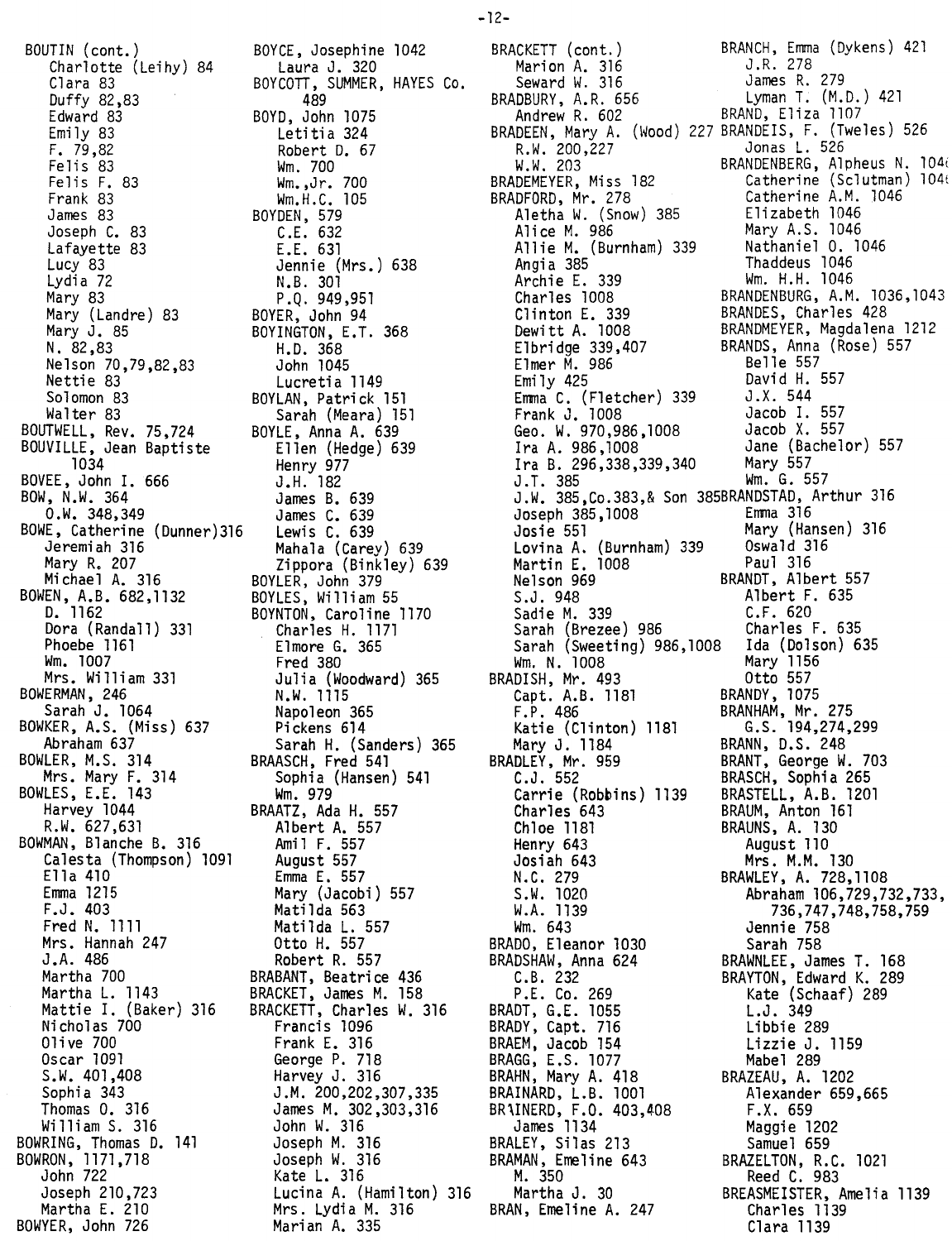BOUTIN (cont.)
  Charlotte (Leihy) 84
  Clara 83
  Duffy 82,83
  Edward 83
  Emily 83
  F. 79,82
  Felis 83
  Felis F. 83
  Frank 83
  James 83
  Joseph C. 83
  Lafayette 83
  Lucy 83
  Lydia 72
  Mary 83
  Mary (Landre) 83
  Mary J. 85
  N. 82,83
  Nelson 70,79,82,83
  Nettie 83
  Solomon 83
  Walter 83
BOUTWELL, Rev. 75,724
BOUVILLE, Jean Baptiste 1034
BOVEE, John I. 666
BOW, N.W. 364
  O.W. 348,349
BOWE, Catherine (Dunner)316
  Jeremiah 316
  Mary R. 207
  Michael A. 316
BOWEN, A.B. 682,1132
  D. 1162
  Dora (Randall) 331
  Phoebe 1161
  Wm. 1007
  Mrs. William 331
BOWERMAN, 246
  Sarah J. 1064
BOWKER, A.S. (Miss) 637
  Abraham 637
BOWLER, M.S. 314
  Mrs. Mary F. 314
BOWLES, E.E. 143
  Harvey 1044
  R.W. 627,631
BOWMAN, Blanche B. 316
  Calesta (Thompson) 1091
  Ella 410
  Emma 1215
  F.J. 403
  Fred N. 1111
  Mrs. Hannah 247
  J.A. 486
  Martha 700
  Martha L. 1143
  Mattie I. (Baker) 316
  Nicholas 700
  Olive 700
  Oscar 1091
  S.W. 401,408
  Sophia 343
  Thomas O. 316
  William S. 316
BOWRING, Thomas D. 141
BOWRON, 1171,718
  John 722
  Joseph 210,723
  Martha E. 210
BOWYER, John 726
BOYCE, Josephine 1042
  Laura J. 320
BOYCOTT, SUMMER, HAYES Co. 489
BOYD, John 1075
  Letitia 324
  Robert D. 67
  Wm. 700
  Wm.,Jr. 700
  Wm.H.C. 105
BOYDEN, 579
  C.E. 632
  E.E. 631
  Jennie (Mrs.) 638
  N.B. 301
  P.Q. 949,951
BOYER, John 94
BOYINGTON, E.T. 368
  H.D. 368
  John 1045
  Lucretia 1149
BOYLAN, Patrick 151
  Sarah (Meara) 151
BOYLE, Anna A. 639
  Ellen (Hedge) 639
  Henry 977
  J.H. 182
  James B. 639
  James C. 639
  Lewis C. 639
  Mahala (Carey) 639
  Zippora (Binkley) 639
BOYLER, John 379
BOYLES, William 55
BOYNTON, Caroline 1170
  Charles H. 1171
  Elmore G. 365
  Fred 380
  Julia (Woodward) 365
  N.W. 1115
  Napoleon 365
  Pickens 614
  Sarah H. (Sanders) 365
BRAASCH, Fred 541
  Sophia (Hansen) 541
  Wm. 979
BRAATZ, Ada H. 557
  Albert A. 557
  Amil F. 557
  August 557
  Emma E. 557
  Mary (Jacobi) 557
  Matilda 563
  Matilda L. 557
  Otto H. 557
  Robert R. 557
BRABANT, Beatrice 436
BRACKET, James M. 158
BRACKETT, Charles W. 316
  Francis 1096
  Frank E. 316
  George P. 718
  Harvey J. 316
  J.M. 200,202,307,335
  James M. 302,303,316
  John W. 316
  Joseph M. 316
  Joseph W. 316
  Kate L. 316
  Lucina A. (Hamilton) 316
  Mrs. Lydia M. 316
  Marian A. 335
BRACKETT (cont.)
  Marion A. 316
  Seward W. 316
BRADBURY, A.R. 656
  Andrew R. 602
BRADEEN, Mary A. (Wood) 227
  R.W. 200,227
  W.W. 203
BRADEMEYER, Miss 182
BRADFORD, Mr. 278
  Aletha W. (Snow) 385
  Alice M. 986
  Allie M. (Burnham) 339
  Angia 385
  Archie E. 339
  Charles 1008
  Clinton E. 339
  Dewitt A. 1008
  Elbridge 339,407
  Elmer M. 986
  Emily 425
  Emma C. (Fletcher) 339
  Frank J. 1008
  Geo. W. 970,986,1008
  Ira A. 986,1008
  Ira B. 296,338,339,340
  J.T. 385
  J.W. 385,Co.383,& Son 385
  Joseph 385,1008
  Josie 551
  Lovina A. (Burnham) 339
  Martin E. 1008
  Nelson 969
  S.J. 948
  Sadie M. 339
  Sarah (Brezee) 986
  Sarah (Sweeting) 986,1008
  Wm. N. 1008
BRADISH, Mr. 493
  Capt. A.B. 1181
  F.P. 486
  Katie (Clinton) 1181
  Mary J. 1184
BRADLEY, Mr. 959
  C.J. 552
  Carrie (Robbins) 1139
  Charles 643
  Chloe 1181
  Henry 643
  Josiah 643
  N.C. 279
  S.W. 1020
  W.A. 1139
  Wm. 643
BRADO, Eleanor 1030
BRADSHAW, Anna 624
  C.B. 232
  P.E. Co. 269
BRADT, G.E. 1055
BRADY, Capt. 716
BRAEM, Jacob 154
BRAGG, E.S. 1077
BRAHN, Mary A. 418
BRAINARD, L.B. 1001
BRAINERD, F.O. 403,408
  James 1134
BRALEY, Silas 213
BRAMAN, Emeline 643
  M. 350
  Martha J. 30
BRAN, Emeline A. 247
BRANCH, Emma (Dykens) 421
  J.R. 278
  James R. 279
  Lyman T. (M.D.) 421
BRAND, Eliza 1107
BRANDEIS, F. (Tweles) 526
  Jonas L. 526
BRANDENBERG, Alpheus N. 1046
  Catherine (Sclutman) 1046
  Catherine A.M. 1046
  Elizabeth 1046
  Mary A.S. 1046
  Nathaniel O. 1046
  Thaddeus 1046
  Wm. H.H. 1046
BRANDENBURG, A.M. 1036,1043
BRANDES, Charles 428
BRANDMEYER, Magdalena 1212
BRANDS, Anna (Rose) 557
  Belle 557
  David H. 557
  J.X. 544
  Jacob I. 557
  Jacob X. 557
  Jane (Bachelor) 557
  Mary 557
  Wm. G. 557
BRANDSTAD, Arthur 316
  Emma 316
  Mary (Hansen) 316
  Oswald 316
  Paul 316
BRANDT, Albert 557
  Albert F. 635
  C.F. 620
  Charles F. 635
  Ida (Dolson) 635
  Mary 1156
  Otto 557
BRANDY, 1075
BRANHAM, Mr. 275
  G.S. 194,274,299
BRANN, D.S. 248
BRANT, George W. 703
BRASCH, Sophia 265
BRASTELL, A.B. 1201
BRAUM, Anton 161
BRAUNS, A. 130
  August 110
  Mrs. M.M. 130
BRAWLEY, A. 728,1108
  Abraham 106,729,732,733,736,747,748,758,759
  Jennie 758
  Sarah 758
BRAWNLEE, James T. 168
BRAYTON, Edward K. 289
  Kate (Schaaf) 289
  L.J. 349
  Libbie 289
  Lizzie J. 1159
  Mabel 289
BRAZEAU, A. 1202
  Alexander 659,665
  F.X. 659
  Maggie 1202
  Samuel 659
BRAZELTON, R.C. 1021
  Reed C. 983
BREASMEISTER, Amelia 1139
  Charles 1139
  Clara 1139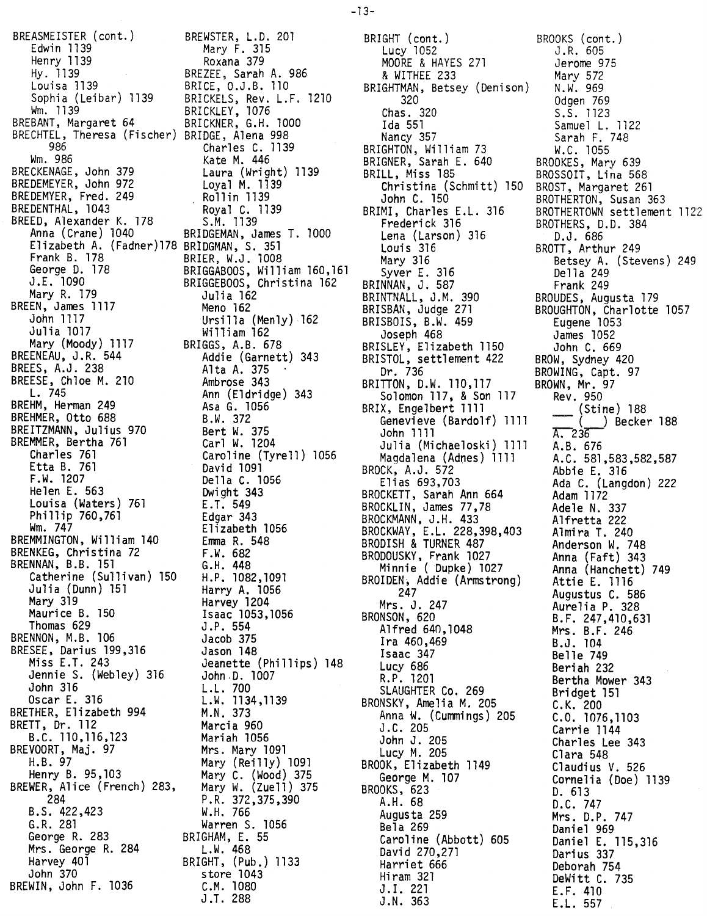BREASMEISTER (cont.)
  Edwin 1139
  Henry 1139
  Hy. 1139
  Louisa 1139
  Sophia (Leibar) 1139
  Wm. 1139
BREBANT, Margaret 64
BRECHTEL, Theresa (Fischer) 986
  Wm. 986
BRECKENAGE, John 379
BREDEMEYER, John 972
BREDEMYER, Fred. 249
BREDENTHAL, 1043
BREED, Alexander K. 178
  Anna (Crane) 1040
  Elizabeth A. (Fadner) 178
  Frank B. 178
  George D. 178
  J.E. 1090
  Mary R. 179
BREEN, James 1117
  John 1117
  Julia 1017
  Mary (Moody) 1117
BREENEAU, J.R. 544
BREES, A.J. 238
BREESE, Chloe M. 210
  L. 745
BREHM, Herman 249
BREHMER, Otto 688
BREITZMANN, Julius 970
BREMMER, Bertha 761
  Charles 761
  Etta B. 761
  F.W. 1207
  Helen E. 563
  Louisa (Waters) 761
  Phillip 760,761
  Wm. 747
BREMMINGTON, William 140
BRENKEG, Christina 72
BRENNAN, B.B. 151
  Catherine (Sullivan) 150
  Julia (Dunn) 151
  Mary 319
  Maurice B. 150
  Thomas 629
BRENNON, M.B. 106
BRESEE, Darius 199,316
  Miss E.T. 243
  Jennie S. (Webley) 316
  John 316
  Oscar E. 316
BRETHER, Elizabeth 994
BRETT, Dr. 112
  B.C. 110,116,123
BREVOORT, Maj. 97
  H.B. 97
  Henry B. 95,103
BREWER, Alice (French) 283, 284
  B.S. 422,423
  G.R. 281
  George R. 283
  Mrs. George R. 284
  Harvey 401
  John 370
BREWIN, John F. 1036
BREWSTER, L.D. 201
  Mary F. 315
  Roxana 379
BREZEE, Sarah A. 986
BRICE, O.J.B. 110
BRICKELS, Rev. L.F. 1210
BRICKLEY, 1076
BRICKNER, G.H. 1000
BRIDGE, Alena 998
  Charles C. 1139
  Kate M. 446
  Laura (Wright) 1139
  Loyal M. 1139
  Rollin 1139
  Royal C. 1139
  S.M. 1139
BRIDGEMAN, James T. 1000
BRIDGMAN, S. 351
BRIER, W.J. 1008
BRIGGABOOS, William 160,161
BRIGGEBOOS, Christina 162
  Julia 162
  Meno 162
  Ursilla (Menly) 162
  William 162
BRIGGS, A.B. 678
  Addie (Garnett) 343
  Alta A. 375
  Ambrose 343
  Ann (Eldridge) 343
  Asa G. 1056
  B.W. 372
  Bert W. 375
  Carl W. 1204
  Caroline (Tyrell) 1056
  David 1091
  Della C. 1056
  Dwight 343
  E.T. 549
  Edgar 343
  Elizabeth 1056
  Emma R. 548
  F.W. 682
  G.H. 448
  H.P. 1082,1091
  Harry A. 1056
  Harvey 1204
  Isaac 1053,1056
  J.P. 554
  Jacob 375
  Jason 148
  Jeanette (Phillips) 148
  John D. 1007
  L.L. 700
  L.W. 1134,1139
  M.N. 373
  Marcia 960
  Mariah 1056
  Mrs. Mary 1091
  Mary (Reilly) 1091
  Mary C. (Wood) 375
  Mary W. (Zuell) 375
  P.R. 372,375,390
  W.H. 766
  Warren S. 1056
BRIGHAM, E. 55
  L.W. 468
BRIGHT, (Pub.) 1133
  store 1043
  C.M. 1080
  J.T. 288
BRIGHT (cont.)
  Lucy 1052
  MOORE & HAYES 271
  & WITHEE 233
BRIGHTMAN, Betsey (Denison) 320
  Chas. 320
  Ida 551
  Nancy 357
BRIGHTON, William 73
BRIGNER, Sarah E. 640
BRILL, Miss 185
  Christina (Schmitt) 150
  John C. 150
BRIMI, Charles E.L. 316
  Frederick 316
  Lena (Larson) 316
  Louis 316
  Mary 316
  Syver E. 316
BRINNAN, J. 587
BRINTNALL, J.M. 390
BRISBAN, Judge 271
BRISBOIS, B.W. 459
  Joseph 468
BRISLEY, Elizabeth 1150
BRISTOL, settlement 422
  Dr. 736
BRITTON, D.W. 110,117
  Solomon 117, & Son 117
BRIX, Engelbert 1111
  Genevieve (Bardolf) 1111
  John 1111
  Julia (Michaeloski) 1111
  Magdalena (Adnes) 1111
BROCK, A.J. 572
  Elias 693,703
BROCKETT, Sarah Ann 664
BROCKLIN, James 77,78
BROCKMANN, J.H. 433
BROCKWAY, E.L. 228,398,403
BRODISH & TURNER 487
BRODOUSKY, Frank 1027
  Minnie ( Dupke) 1027
BROIDEN, Addie (Armstrong) 247
  Mrs. J. 247
BRONSON, 620
  Alfred 640,1048
  Ira 460,469
  Isaac 347
  Lucy 686
  R.P. 1201
  SLAUGHTER Co. 269
BRONSKY, Amelia M. 205
  Anna W. (Cummings) 205
  J.C. 205
  John J. 205
  Lucy M. 205
BROOK, Elizabeth 1149
  George M. 107
BROOKS, 623
  A.H. 68
  Augusta 259
  Bela 269
  Caroline (Abbott) 605
  David 270,271
  Harriet 666
  Hiram 321
  J.I. 221
  J.N. 363
BROOKS (cont.)
  J.R. 605
  Jerome 975
  Mary 572
  N.W. 969
  Odgen 769
  S.S. 1123
  Samuel L. 1122
  Sarah F. 748
  W.C. 1055
BROOKES, Mary 639
BROSSOIT, Lina 568
BROST, Margaret 261
BROTHERTON, Susan 363
BROTHERTOWN settlement 1122
BROTHERS, D.D. 384
  D.J. 686
BROTT, Arthur 249
  Betsey A. (Stevens) 249
  Della 249
  Frank 249
BROUDES, Augusta 179
BROUGHTON, Charlotte 1057
  Eugene 1053
  James 1052
  John C. 669
BROW, Sydney 420
BROWING, Capt. 97
BROWN, Mr. 97
  Rev. 950
  ___ (Stine) 188
  ___ (___) Becker 188
  A. 236
  A.B. 676
  A.C. 581,583,582,587
  Abbie E. 316
  Ada C. (Langdon) 222
  Adam 1172
  Adele N. 337
  Alfretta 222
  Almira T. 240
  Anderson W. 748
  Anna (Faft) 343
  Anna (Hanchett) 749
  Attie E. 1116
  Augustus C. 586
  Aurelia P. 328
  B.F. 247,410,631
  Mrs. B.F. 246
  B.J. 104
  Belle 749
  Beriah 232
  Bertha Mower 343
  Bridget 151
  C.K. 200
  C.O. 1076,1103
  Carrie 1144
  Charles Lee 343
  Clara 548
  Claudius V. 526
  Cornelia (Doe) 1139
  D. 613
  D.C. 747
  Mrs. D.P. 747
  Daniel 969
  Daniel E. 115,316
  Darius 337
  Deborah 754
  DeWitt C. 735
  E.F. 410
  E.L. 557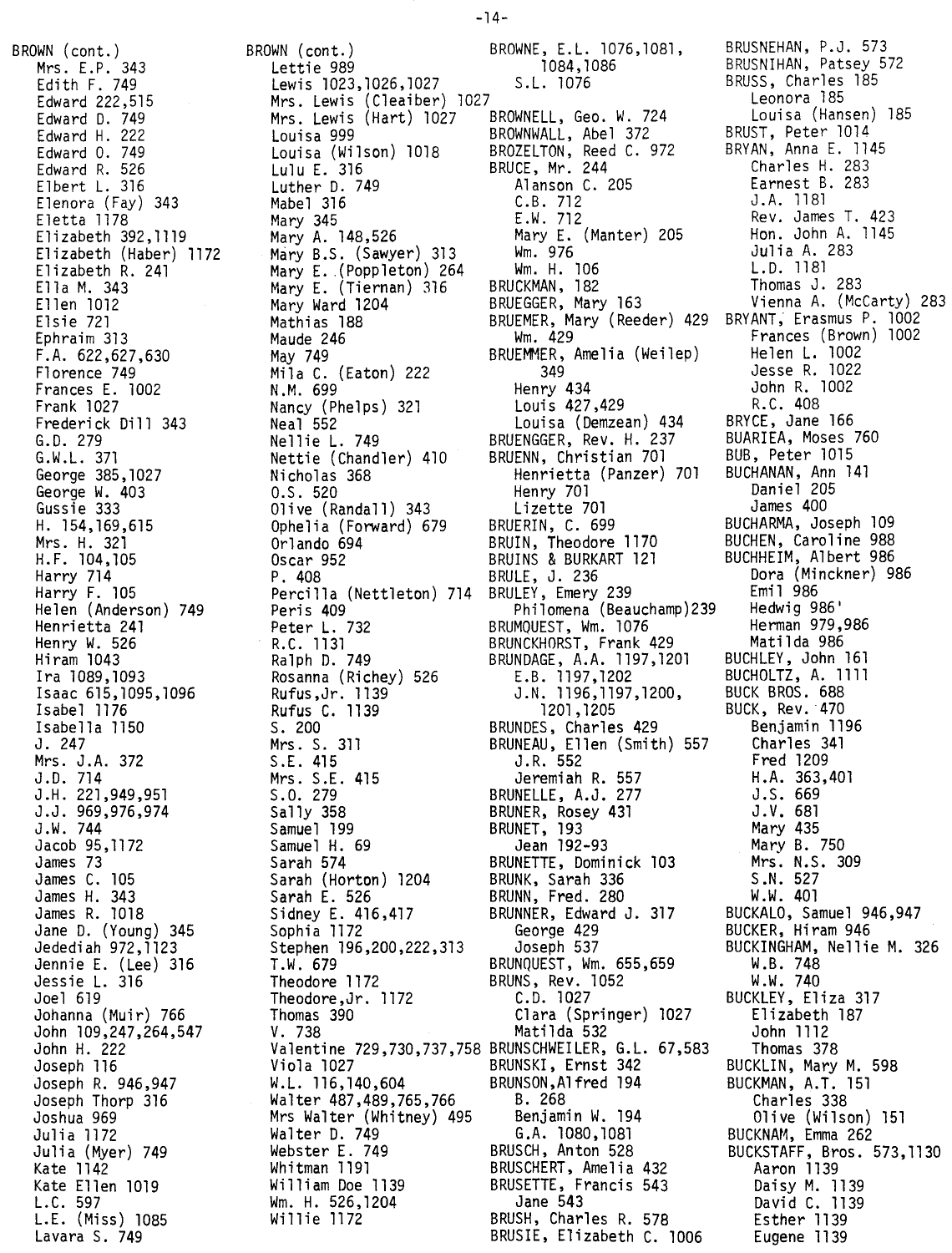BROWN (cont.)
- Mrs. E.P. 343
- Edith F. 749
- Edward 222,515
- Edward D. 749
- Edward H. 222
- Edward O. 749
- Edward R. 526
- Elbert L. 316
- Elenora (Fay) 343
- Eletta 1178
- Elizabeth 392,1119
- Elizabeth (Haber) 1172
- Elizabeth R. 241
- Ella M. 343
- Ellen 1012
- Elsie 721
- Ephraim 313
- F.A. 622,627,630
- Florence 749
- Frances E. 1002
- Frank 1027
- Frederick Dill 343
- G.D. 279
- G.W.L. 371
- George 385,1027
- George W. 403
- Gussie 333
- H. 154,169,615
- Mrs. H. 321
- H.F. 104,105
- Harry 714
- Harry F. 105
- Helen (Anderson) 749
- Henrietta 241
- Henry W. 526
- Hiram 1043
- Ira 1089,1093
- Isaac 615,1095,1096
- Isabel 1176
- Isabella 1150
- J. 247
- Mrs. J.A. 372
- J.D. 714
- J.H. 221,949,951
- J.J. 969,976,974
- J.W. 744
- Jacob 95,1172
- James 73
- James C. 105
- James H. 343
- James R. 1018
- Jane D. (Young) 345
- Jedediah 972,1123
- Jennie E. (Lee) 316
- Jessie L. 316
- Joel 619
- Johanna (Muir) 766
- John 109,247,264,547
- John H. 222
- Joseph 116
- Joseph R. 946,947
- Joseph Thorp 316
- Joshua 969
- Julia 1172
- Julia (Myer) 749
- Kate 1142
- Kate Ellen 1019
- L.C. 597
- L.E. (Miss) 1085
- Lavara S. 749

BROWN (cont.)
- Lettie 989
- Lewis 1023,1026,1027
- Mrs. Lewis (Cleaiber) 1027
- Mrs. Lewis (Hart) 1027
- Louisa 999
- Louisa (Wilson) 1018
- Lulu E. 316
- Luther D. 749
- Mabel 316
- Mary 345
- Mary A. 148,526
- Mary B.S. (Sawyer) 313
- Mary E. (Poppleton) 264
- Mary E. (Tiernan) 316
- Mary Ward 1204
- Mathias 188
- Maude 246
- May 749
- Mila C. (Eaton) 222
- N.M. 699
- Nancy (Phelps) 321
- Neal 552
- Nellie L. 749
- Nettie (Chandler) 410
- Nicholas 368
- O.S. 520
- Olive (Randall) 343
- Ophelia (Forward) 679
- Orlando 694
- Oscar 952
- P. 408
- Percilla (Nettleton) 714
- Peris 409
- Peter L. 732
- R.C. 1131
- Ralph D. 749
- Rosanna (Richey) 526
- Rufus,Jr. 1139
- Rufus C. 1139
- S. 200
- Mrs. S. 311
- S.E. 415
- Mrs. S.E. 415
- S.O. 279
- Sally 358
- Samuel 199
- Samuel H. 69
- Sarah 574
- Sarah (Horton) 1204
- Sarah E. 526
- Sidney E. 416,417
- Sophia 1172
- Stephen 196,200,222,313
- T.W. 679
- Theodore 1172
- Theodore,Jr. 1172
- Thomas 390
- V. 738
- Valentine 729,730,737,758
- Viola 1027
- W.L. 116,140,604
- Walter 487,489,765,766
- Mrs Walter (Whitney) 495
- Walter D. 749
- Webster E. 749
- Whitman 1191
- William Doe 1139
- Wm. H. 526,1204
- Willie 1172

BROWNE, E.L. 1076,1081, 1084,1086
- S.L. 1076

BROWNELL, Geo. W. 724

BROWNWALL, Abel 372

BROZELTON, Reed C. 972

BRUCE, Mr. 244
- Alanson C. 205
- C.B. 712
- E.W. 712
- Mary E. (Manter) 205
- Wm. 976
- Wm. H. 106

BRUCKMAN, 182

BRUEGGER, Mary 163

BRUEMER, Mary (Reeder) 429
- Wm. 429

BRUEMMER, Amelia (Weilep) 349
- Henry 434
- Louis 427,429
- Louisa (Demzean) 434

BRUENGGER, Rev. H. 237

BRUENN, Christian 701
- Henrietta (Panzer) 701
- Henry 701
- Lizette 701

BRUERIN, C. 699

BRUIN, Theodore 1170

BRUINS & BURKART 121

BRULE, J. 236

BRULEY, Emery 239
- Philomena (Beauchamp)239

BRUMQUEST, Wm. 1076

BRUNCKHORST, Frank 429

BRUNDAGE, A.A. 1197,1201
- E.B. 1197,1202
- J.N. 1196,1197,1200, 1201,1205

BRUNDES, Charles 429

BRUNEAU, Ellen (Smith) 557
- J.R. 552
- Jeremiah R. 557

BRUNELLE, A.J. 277

BRUNER, Rosey 431

BRUNET, 193
- Jean 192-93

BRUNETTE, Dominick 103

BRUNK, Sarah 336

BRUNN, Fred. 280

BRUNNER, Edward J. 317
- George 429
- Joseph 537

BRUNQUEST, Wm. 655,659

BRUNS, Rev. 1052
- C.D. 1027
- Clara (Springer) 1027
- Matilda 532

BRUNSCHWEILER, G.L. 67,583

BRUNSKI, Ernst 342

BRUNSON,Alfred 194
- B. 268
- Benjamin W. 194
- G.A. 1080,1081

BRUSCH, Anton 528

BRUSCHERT, Amelia 432

BRUSETTE, Francis 543
- Jane 543

BRUSH, Charles R. 578

BRUSIE, Elizabeth C. 1006

BRUSNEHAN, P.J. 573

BRUSNIHAN, Patsey 572

BRUSS, Charles 185
- Leonora 185
- Louisa (Hansen) 185

BRUST, Peter 1014

BRYAN, Anna E. 1145
- Charles H. 283
- Earnest B. 283
- J.A. 1181
- Rev. James T. 423
- Hon. John A. 1145
- Julia A. 283
- L.D. 1181
- Thomas J. 283
- Vienna A. (McCarty) 283

BRYANT, Erasmus P. 1002
- Frances (Brown) 1002
- Helen L. 1002
- Jesse R. 1022
- John R. 1002
- R.C. 408

BRYCE, Jane 166

BUARIEA, Moses 760

BUB, Peter 1015

BUCHANAN, Ann 141
- Daniel 205
- James 400

BUCHARMA, Joseph 109

BUCHEN, Caroline 988

BUCHHEIM, Albert 986
- Dora (Minckner) 986
- Emil 986
- Hedwig 986'
- Herman 979,986
- Matilda 986

BUCHLEY, John 161

BUCHOLTZ, A. 1111

BUCK BROS. 688

BUCK, Rev. 470
- Benjamin 1196
- Charles 341
- Fred 1209
- H.A. 363,401
- J.S. 669
- J.V. 681
- Mary 435
- Mary B. 750
- Mrs. N.S. 309
- S.N. 527
- W.W. 401

BUCKALO, Samuel 946,947

BUCKER, Hiram 946

BUCKINGHAM, Nellie M. 326
- W.B. 748
- W.W. 740

BUCKLEY, Eliza 317
- Elizabeth 187
- John 1112
- Thomas 378

BUCKLIN, Mary M. 598

BUCKMAN, A.T. 151
- Charles 338
- Olive (Wilson) 151

BUCKNAM, Emma 262

BUCKSTAFF, Bros. 573,1130
- Aaron 1139
- Daisy M. 1139
- David C. 1139
- Esther 1139
- Eugene 1139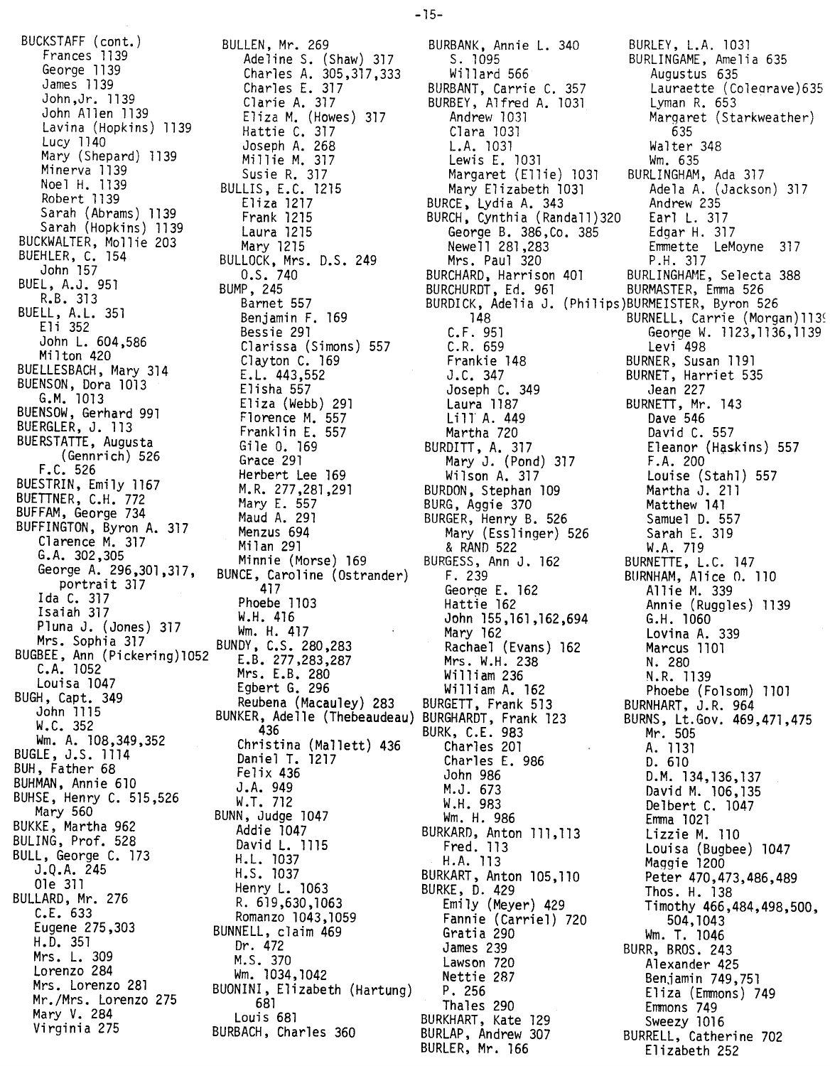BUCKSTAFF (cont.)
    Frances 1139
    George 1139
    James 1139
    John,Jr. 1139
    John Allen 1139
    Lavina (Hopkins) 1139
    Lucy 1140
    Mary (Shepard) 1139
    Minerva 1139
    Noel H. 1139
    Robert 1139
    Sarah (Abrams) 1139
    Sarah (Hopkins) 1139
BUCKWALTER, Mollie 203
BUEHLER, C. 154
    John 157
BUEL, A.J. 951
    R.B. 313
BUELL, A.L. 351
    Eli 352
    John L. 604,586
    Milton 420
BUELLESBACH, Mary 314
BUENSON, Dora 1013
    G.M. 1013
BUENSOW, Gerhard 991
BUERGLER, J. 113
BUERSTATTE, Augusta
    (Gennrich) 526
    F.C. 526
BUESTRIN, Emily 1167
BUETTNER, C.H. 772
BUFFAM, George 734
BUFFINGTON, Byron A. 317
    Clarence M. 317
    G.A. 302,305
    George A. 296,301,317,
        portrait 317
    Ida C. 317
    Isaiah 317
    Pluna J. (Jones) 317
    Mrs. Sophia 317
BUGBEE, Ann (Pickering)1052
    C.A. 1052
    Louisa 1047
BUGH, Capt. 349
    John 1115
    W.C. 352
    Wm. A. 108,349,352
BUGLE, J.S. 1114
BUH, Father 68
BUHMAN, Annie 610
BUHSE, Henry C. 515,526
    Mary 560
BUKKE, Martha 962
BULING, Prof. 528
BULL, George C. 173
    J.Q.A. 245
    Ole 311
BULLARD, Mr. 276
    C.E. 633
    Eugene 275,303
    H.D. 351
    Mrs. L. 309
    Lorenzo 284
    Mrs. Lorenzo 281
    Mr./Mrs. Lorenzo 275
    Mary V. 284
    Virginia 275
BULLEN, Mr. 269
    Adeline S. (Shaw) 317
    Charles A. 305,317,333
    Charles E. 317
    Clarie A. 317
    Eliza M. (Howes) 317
    Hattie C. 317
    Joseph A. 268
    Millie M. 317
    Susie R. 317
BULLIS, E.C. 1215
    Eliza 1217
    Frank 1215
    Laura 1215
    Mary 1215
BULLOCK, Mrs. D.S. 249
    O.S. 740
BUMP, 245
    Barnet 557
    Benjamin F. 169
    Bessie 291
    Clarissa (Simons) 557
    Clayton C. 169
    E.L. 443,552
    Elisha 557
    Eliza (Webb) 291
    Florence M. 557
    Franklin E. 557
    Gile O. 169
    Grace 291
    Herbert Lee 169
    M.R. 277,281,291
    Mary E. 557
    Maud A. 291
    Menzus 694
    Milan 291
    Minnie (Morse) 169
BUNCE, Caroline (Ostrander)
    417
    Phoebe 1103
    W.H. 416
    Wm. H. 417
BUNDY, C.S. 280,283
    E.B. 277,283,287
    Mrs. E.B. 280
    Egbert G. 296
    Reubena (Macauley) 283
BUNKER, Adelle (Thebeaudeau)
    436
    Christina (Mallett) 436
    Daniel T. 1217
    Felix 436
    J.A. 949
    W.T. 712
BUNN, Judge 1047
    Addie 1047
    David L. 1115
    H.L. 1037
    H.S. 1037
    Henry L. 1063
    R. 619,630,1063
    Romanzo 1043,1059
BUNNELL, claim 469
    Dr. 472
    M.S. 370
    Wm. 1034,1042
BUONINI, Elizabeth (Hartung)
    681
    Louis 681
BURBACH, Charles 360
BURBANK, Annie L. 340
    S. 1095
    Willard 566
BURBANT, Carrie C. 357
BURBEY, Alfred A. 1031
    Andrew 1031
    Clara 1031
    L.A. 1031
    Lewis E. 1031
    Margaret (Ellie) 1031
    Mary Elizabeth 1031
BURCE, Lydia A. 343
BURCH, Cynthia (Randall)320
    George B. 386,Co. 385
    Newell 281,283
    Mrs. Paul 320
BURCHARD, Harrison 401
BURCHURDT, Ed. 961
BURDICK, Adelia J. (Philips)
    148
    C.F. 951
    C.R. 659
    Frankie 148
    J.C. 347
    Joseph C. 349
    Laura 1187
    Lill A. 449
    Martha 720
BURDITT, A. 317
    Mary J. (Pond) 317
    Wilson A. 317
BURDON, Stephan 109
BURG, Aggie 370
BURGER, Henry B. 526
    Mary (Esslinger) 526
    & RAND 522
BURGESS, Ann J. 162
    F. 239
    George E. 162
    Hattie 162
    John 155,161,162,694
    Mary 162
    Rachael (Evans) 162
    Mrs. W.H. 238
    William 236
    William A. 162
BURGETT, Frank 513
BURGHARDT, Frank 123
BURK, C.E. 983
    Charles 201
    Charles E. 986
    John 986
    M.J. 673
    W.H. 983
    Wm. H. 986
BURKARD, Anton 111,113
    Fred. 113
    H.A. 113
BURKART, Anton 105,110
BURKE, D. 429
    Emily (Meyer) 429
    Fannie (Carriel) 720
    Gratia 290
    James 239
    Lawson 720
    Nettie 287
    P. 256
    Thales 290
BURKHART, Kate 129
BURLAP, Andrew 307
BURLER, Mr. 166
BURLEY, L.A. 1031
BURLINGAME, Amelia 635
    Augustus 635
    Lauraette (Colegrave)635
    Lyman R. 653
    Margaret (Starkweather)
        635
    Walter 348
    Wm. 635
BURLINGHAM, Ada 317
    Adela A. (Jackson) 317
    Andrew 235
    Earl L. 317
    Edgar H. 317
    Emmette LeMoyne 317
    P.H. 317
BURLINGHAME, Selecta 388
BURMASTER, Emma 526
BURMEISTER, Byron 526
BURNELL, Carrie (Morgan)1139
    George W. 1123,1136,1139
    Levi 498
BURNER, Susan 1191
BURNET, Harriet 535
    Jean 227
BURNETT, Mr. 143
    Dave 546
    David C. 557
    Eleanor (Haskins) 557
    F.A. 200
    Louise (Stahl) 557
    Martha J. 211
    Matthew 141
    Samuel D. 557
    Sarah E. 319
    W.A. 719
BURNETTE, L.C. 147
BURNHAM, Alice O. 110
    Allie M. 339
    Annie (Ruggles) 1139
    G.H. 1060
    Lovina A. 339
    Marcus 1101
    N. 280
    N.R. 1139
    Phoebe (Folsom) 1101
BURNHART, J.R. 964
BURNS, Lt.Gov. 469,471,475
    Mr. 505
    A. 1131
    D. 610
    D.M. 134,136,137
    David M. 106,135
    Delbert C. 1047
    Emma 1021
    Lizzie M. 110
    Louisa (Bugbee) 1047
    Maggie 1200
    Peter 470,473,486,489
    Thos. H. 138
    Timothy 466,484,498,500,
        504,1043
    Wm. T. 1046
BURR, BROS. 243
    Alexander 425
    Benjamin 749,751
    Eliza (Emmons) 749
    Emmons 749
    Sweezy 1016
BURRELL, Catherine 702
    Elizabeth 252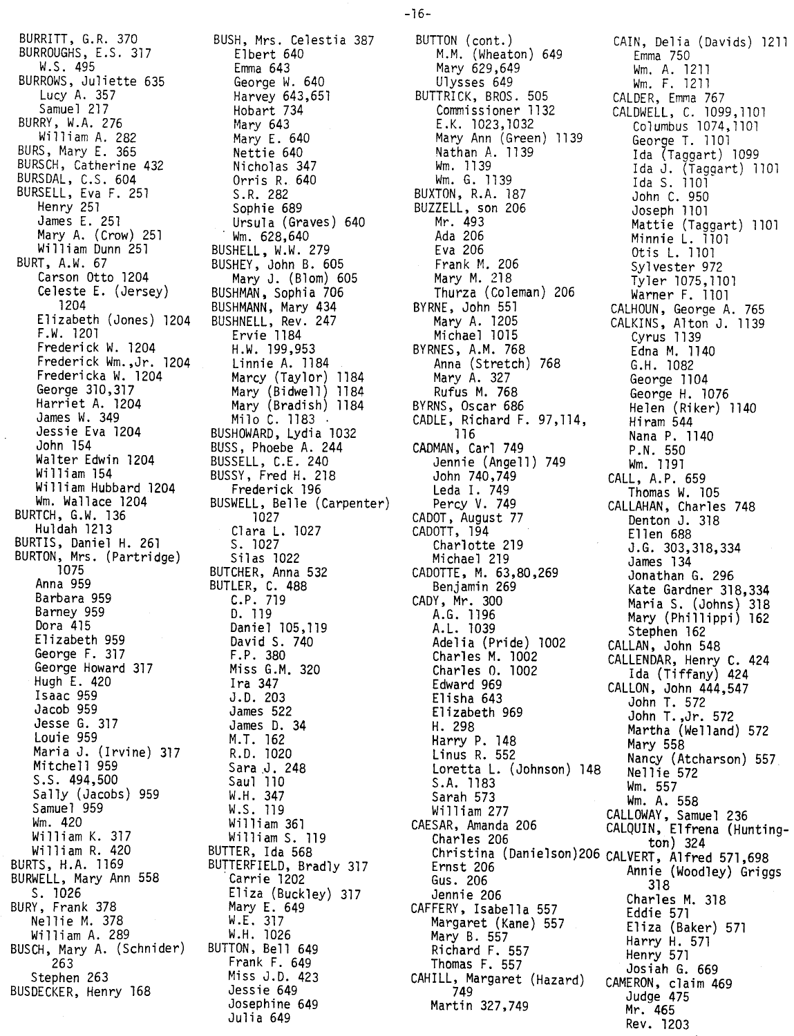BURRITT, G.R. 370
BURROUGHS, E.S. 317
W.S. 495
BURROWS, Juliette 635
Lucy A. 357
Samuel 217
BURRY, W.A. 276
William A. 282
BURS, Mary E. 365
BURSCH, Catherine 432
BURSDAL, C.S. 604
BURSELL, Eva F. 251
Henry 251
James E. 251
Mary A. (Crow) 251
William Dunn 251
BURT, A.W. 67
Carson Otto 1204
Celeste E. (Jersey) 1204
Elizabeth (Jones) 1204
F.W. 1201
Frederick W. 1204
Frederick Wm.,Jr. 1204
Fredericka W. 1204
George 310,317
Harriet A. 1204
James W. 349
Jessie Eva 1204
John 154
Walter Edwin 1204
William 154
William Hubbard 1204
Wm. Wallace 1204
BURTCH, G.W. 136
Huldah 1213
BURTIS, Daniel H. 261
BURTON, Mrs. (Partridge) 1075
Anna 959
Barbara 959
Barney 959
Dora 415
Elizabeth 959
George F. 317
George Howard 317
Hugh E. 420
Isaac 959
Jacob 959
Jesse G. 317
Louie 959
Maria J. (Irvine) 317
Mitchell 959
S.S. 494,500
Sally (Jacobs) 959
Samuel 959
Wm. 420
William K. 317
William R. 420
BURTS, H.A. 1169
BURWELL, Mary Ann 558
S. 1026
BURY, Frank 378
Nellie M. 378
William A. 289
BUSCH, Mary A. (Schnider) 263
Stephen 263
BUSDECKER, Henry 168

BUSH, Mrs. Celestia 387
Elbert 640
Emma 643
George W. 640
Harvey 643,651
Hobart 734
Mary 643
Mary E. 640
Nettie 640
Nicholas 347
Orris R. 640
S.R. 282
Sophie 689
Ursula (Graves) 640
Wm. 628,640
BUSHELL, W.W. 279
BUSHEY, John B. 605
Mary J. (Blom) 605
BUSHMAN, Sophia 706
BUSHMANN, Mary 434
BUSHNELL, Rev. 247
Ervie 1184
H.W. 199,953
Linnie A. 1184
Marcy (Taylor) 1184
Mary (Bidwell) 1184
Mary (Bradish) 1184
Milo C. 1183
BUSHOWARD, Lydia 1032
BUSS, Phoebe A. 244
BUSSELL, C.E. 240
BUSSY, Fred H. 218
Frederick 196
BUSWELL, Belle (Carpenter) 1027
Clara L. 1027
S. 1027
Silas 1022
BUTCHER, Anna 532
BUTLER, C. 488
C.P. 719
D. 119
Daniel 105,119
David S. 740
F.P. 380
Miss G.M. 320
Ira 347
J.D. 203
James 522
James D. 34
M.T. 162
R.D. 1020
Sara J. 248
Saul 110
W.H. 347
W.S. 119
William 361
William S. 119
BUTTER, Ida 568
BUTTERFIELD, Bradly 317
Carrie 1202
Eliza (Buckley) 317
Mary E. 649
W.E. 317
W.H. 1026
BUTTON, Bell 649
Frank F. 649
Miss J.D. 423
Jessie 649
Josephine 649
Julia 649

BUTTON (cont.)
M.M. (Wheaton) 649
Mary 629,649
Ulysses 649
BUTTRICK, BROS. 505
Commissioner 1132
E.K. 1023,1032
Mary Ann (Green) 1139
Nathan A. 1139
Wm. 1139
Wm. G. 1139
BUXTON, R.A. 187
BUZZELL, son 206
Mr. 493
Ada 206
Eva 206
Frank M. 206
Mary M. 218
Thurza (Coleman) 206
BYRNE, John 551
Mary A. 1205
Michael 1015
BYRNES, A.M. 768
Anna (Stretch) 768
Mary A. 327
Rufus M. 768
BYRNS, Oscar 686
CADLE, Richard F. 97,114,116
CADMAN, Carl 749
Jennie (Angell) 749
John 740,749
Leda I. 749
Percy V. 749
CADOT, August 77
CADOTT, 194
Charlotte 219
Michael 219
CADOTTE, M. 63,80,269
Benjamin 269
CADY, Mr. 300
A.G. 1196
A.L. 1039
Adelia (Pride) 1002
Charles M. 1002
Charles O. 1002
Edward 969
Elisha 643
Elizabeth 969
H. 298
Harry P. 148
Linus R. 552
Loretta L. (Johnson) 148
S.A. 1183
Sarah 573
William 277
CAESAR, Amanda 206
Charles 206
Christina (Danielson) 206
Ernst 206
Gus. 206
Jennie 206
CAFFERY, Isabella 557
Margaret (Kane) 557
Mary B. 557
Richard F. 557
Thomas F. 557
CAHILL, Margaret (Hazard) 749
Martin 327,749

CAIN, Delia (Davids) 1211
Emma 750
Wm. A. 1211
Wm. F. 1211
CALDER, Emma 767
CALDWELL, C. 1099,1101
Columbus 1074,1101
George T. 1101
Ida (Taggart) 1099
Ida J. (Taggart) 1101
Ida S. 1101
John C. 950
Joseph 1101
Mattie (Taggart) 1101
Minnie L. 1101
Otis L. 1101
Sylvester 972
Tyler 1075,1101
Warner F. 1101
CALHOUN, George A. 765
CALKINS, Alton J. 1139
Cyrus 1139
Edna M. 1140
G.H. 1082
George 1104
George H. 1076
Helen (Riker) 1140
Hiram 544
Nana P. 1140
P.N. 550
Wm. 1191
CALL, A.P. 659
Thomas W. 105
CALLAHAN, Charles 748
Denton J. 318
Ellen 688
J.G. 303,318,334
James 134
Jonathan G. 296
Kate Gardner 318,334
Maria S. (Johns) 318
Mary (Phillippi) 162
Stephen 162
CALLAN, John 548
CALLENDAR, Henry C. 424
Ida (Tiffany) 424
CALLON, John 444,547
John T. 572
John T.,Jr. 572
Martha (Welland) 572
Mary 558
Nancy (Atcharson) 557
Nellie 572
Wm. 557
Wm. A. 558
CALLOWAY, Samuel 236
CALQUIN, Elfrena (Huntington) 324
CALVERT, Alfred 571,698
Annie (Woodley) Griggs 318
Charles M. 318
Eddie 571
Eliza (Baker) 571
Harry H. 571
Henry 571
Josiah G. 669
CAMERON, claim 469
Judge 475
Mr. 465
Rev. 1203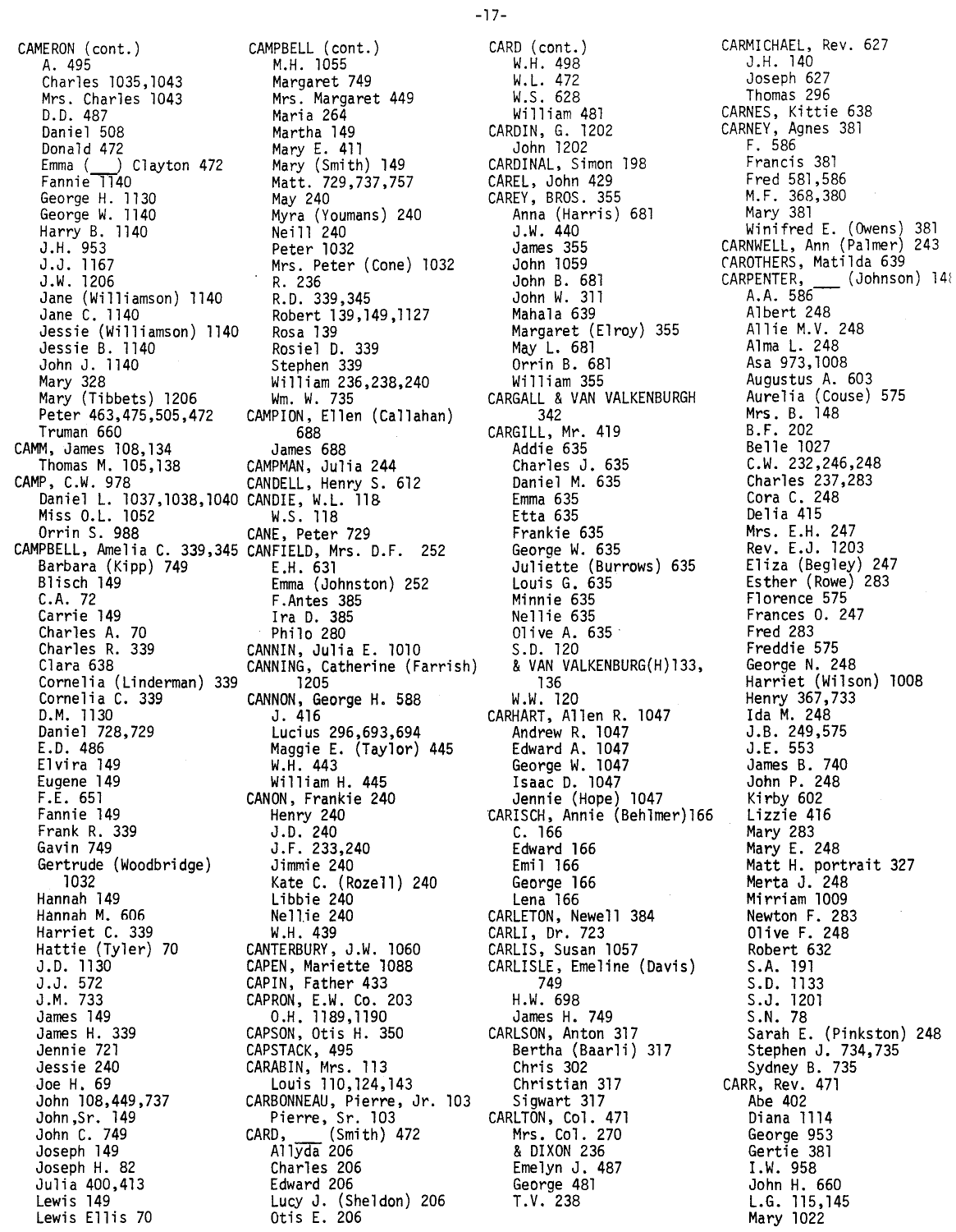CAMERON (cont.)
- A. 495
- Charles 1035,1043
- Mrs. Charles 1043
- D.D. 487
- Daniel 508
- Donald 472
- Emma (___) Clayton 472
- Fannie 1140
- George H. 1130
- George W. 1140
- Harry B. 1140
- J.H. 953
- J.J. 1167
- J.W. 1206
- Jane (Williamson) 1140
- Jane C. 1140
- Jessie (Williamson) 1140
- Jessie B. 1140
- John J. 1140
- Mary 328
- Mary (Tibbets) 1206
- Peter 463,475,505,472
- Truman 660

CAMM, James 108,134
- Thomas M. 105,138

CAMP, C.W. 978
- Daniel L. 1037,1038,1040
- Miss O.L. 1052
- Orrin S. 988

CAMPBELL, Amelia C. 339,345
- Barbara (Kipp) 749
- Blisch 149
- C.A. 72
- Carrie 149
- Charles A. 70
- Charles R. 339
- Clara 638
- Cornelia (Linderman) 339
- Cornelia C. 339
- D.M. 1130
- Daniel 728,729
- E.D. 486
- Elvira 149
- Eugene 149
- F.E. 651
- Fannie 149
- Frank R. 339
- Gavin 749
- Gertrude (Woodbridge) 1032
- Hannah 149
- Hannah M. 606
- Harriet C. 339
- Hattie (Tyler) 70
- J.D. 1130
- J.J. 572
- J.M. 733
- James 149
- James H. 339
- Jennie 721
- Jessie 240
- Joe H. 69
- John 108,449,737
- John, Sr. 149
- John C. 749
- Joseph 149
- Joseph H. 82
- Julia 400,413
- Lewis 149
- Lewis Ellis 70

CAMPBELL (cont.)
- M.H. 1055
- Margaret 749
- Mrs. Margaret 449
- Maria 264
- Martha 149
- Mary E. 411
- Mary (Smith) 149
- Matt. 729,737,757
- May 240
- Myra (Youmans) 240
- Neill 240
- Peter 1032
- Mrs. Peter (Cone) 1032
- R. 236
- R.D. 339,345
- Robert 139,149,1127
- Rosa 139
- Rosiel D. 339
- Stephen 339
- William 236,238,240
- Wm. W. 735

CAMPION, Ellen (Callahan) 688
- James 688

CAMPMAN, Julia 244

CANDELL, Henry S. 612

CANDIE, W.L. 118
- W.S. 118

CANE, Peter 729

CANFIELD, Mrs. D.F. 252
- E.H. 631
- Emma (Johnston) 252
- F.Antes 385
- Ira D. 385
- Philo 280

CANNIN, Julia E. 1010

CANNING, Catherine (Farrish) 1205

CANNON, George H. 588
- J. 416
- Lucius 296,693,694
- Maggie E. (Taylor) 445
- W.H. 443
- William H. 445

CANON, Frankie 240
- Henry 240
- J.D. 240
- J.F. 233,240
- Jimmie 240
- Kate C. (Rozell) 240
- Libbie 240
- Nellie 240
- W.H. 439

CANTERBURY, J.W. 1060

CAPEN, Mariette 1088

CAPIN, Father 433

CAPRON, E.W. Co. 203
- O.H. 1189,1190

CAPSON, Otis H. 350

CAPSTACK, 495

CARABIN, Mrs. 113
- Louis 110,124,143

CARBONNEAU, Pierre, Jr. 103
- Pierre, Sr. 103

CARD, ___ (Smith) 472
- Allyda 206
- Charles 206
- Edward 206
- Lucy J. (Sheldon) 206
- Otis E. 206

CARD (cont.)
- W.H. 498
- W.L. 472
- W.S. 628
- William 481

CARDIN, G. 1202
- John 1202

CARDINAL, Simon 198

CAREL, John 429

CAREY, BROS. 355
- Anna (Harris) 681
- J.W. 440
- James 355
- John 1059
- John B. 681
- John W. 311
- Mahala 639
- Margaret (Elroy) 355
- May L. 681
- Orrin B. 681
- William 355

CARGALL & VAN VALKENBURGH 342

CARGILL, Mr. 419
- Addie 635
- Charles J. 635
- Daniel M. 635
- Emma 635
- Etta 635
- Frankie 635
- George W. 635
- Juliette (Burrows) 635
- Louis G. 635
- Minnie 635
- Nellie 635
- Olive A. 635
- S.D. 120
- & VAN VALKENBURG(H) 133, 136
- W.W. 120

CARHART, Allen R. 1047
- Andrew R. 1047
- Edward A. 1047
- George W. 1047
- Isaac D. 1047
- Jennie (Hope) 1047

CARISCH, Annie (Behlmer) 166
- C. 166
- Edward 166
- Emil 166
- George 166
- Lena 166

CARLETON, Newell 384

CARLI, Dr. 723

CARLIS, Susan 1057

CARLISLE, Emeline (Davis) 749
- H.W. 698
- James H. 749

CARLSON, Anton 317
- Bertha (Baarli) 317
- Chris 302
- Christian 317
- Sigwart 317

CARLTON, Col. 471
- Mrs. Col. 270
- & DIXON 236
- Emelyn J. 487
- George 481
- T.V. 238

CARMICHAEL, Rev. 627
- J.H. 140
- Joseph 627
- Thomas 296

CARNES, Kittie 638

CARNEY, Agnes 381
- F. 586
- Francis 381
- Fred 581,586
- M.F. 368,380
- Mary 381
- Winifred E. (Owens) 381

CARNWELL, Ann (Palmer) 243

CAROTHERS, Matilda 639

CARPENTER, ___ (Johnson) 148
- A.A. 586
- Albert 248
- Allie M.V. 248
- Alma L. 248
- Asa 973,1008
- Augustus A. 603
- Aurelia (Couse) 575
- Mrs. B. 148
- B.F. 202
- Belle 1027
- C.W. 232,246,248
- Charles 237,283
- Cora C. 248
- Delia 415
- Mrs. E.H. 247
- Rev. E.J. 1203
- Eliza (Begley) 247
- Esther (Rowe) 283
- Florence 575
- Frances O. 247
- Fred 283
- Freddie 575
- George N. 248
- Harriet (Wilson) 1008
- Henry 367,733
- Ida M. 248
- J.B. 249,575
- J.E. 553
- James B. 740
- John P. 248
- Kirby 602
- Lizzie 416
- Mary 283
- Mary E. 248
- Matt H. portrait 327
- Merta J. 248
- Mirriam 1009
- Newton F. 283
- Olive F. 248
- Robert 632
- S.A. 191
- S.D. 1133
- S.J. 1201
- S.N. 78
- Sarah E. (Pinkston) 248
- Stephen J. 734,735
- Sydney B. 735

CARR, Rev. 471
- Abe 402
- Diana 1114
- George 953
- Gertie 381
- I.W. 958
- John H. 660
- L.G. 115,145
- Mary 1022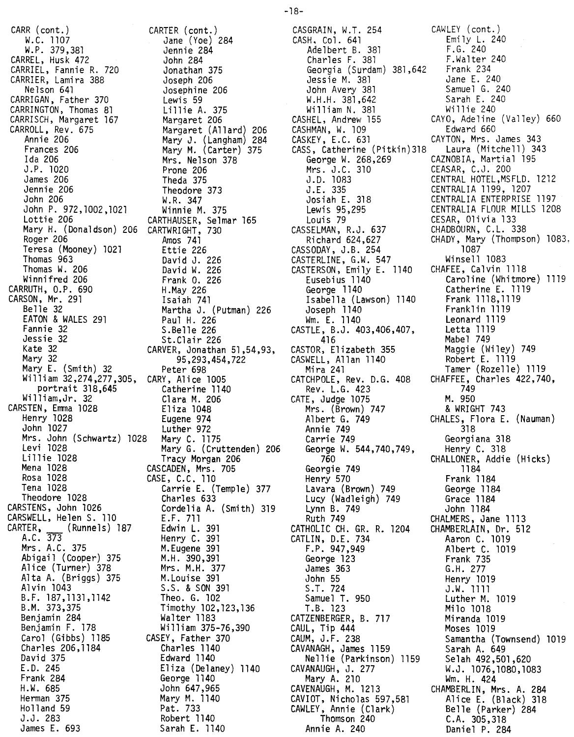CARR (cont.)
  W.C. 1107
  W.P. 379,381
CARREL, Husk 472
CARRIEL, Fannie R. 720
CARRIER, Lamira 388
  Nelson 641
CARRIGAN, Father 370
CARRINGTON, Thomas 81
CARRISCH, Margaret 167
CARROLL, Rev. 675
  Annie 206
  Frances 206
  Ida 206
  J.P. 1020
  James 206
  Jennie 206
  John 206
  John P. 972,1002,1021
  Lottie 206
  Mary H. (Donaldson) 206
  Roger 206
  Teresa (Mooney) 1021
  Thomas 963
  Thomas W. 206
  Winnifred 206
CARRUTH, O.P. 690
CARSON, Mr. 291
  Belle 32
  EATON & WALES 291
  Fannie 32
  Jessie 32
  Kate 32
  Mary 32
  Mary E. (Smith) 32
  William 32,274,277,305,
    portrait 318,645
  William,Jr. 32
CARSTEN, Emma 1028
  Henry 1028
  John 1027
  Mrs. John (Schwartz) 1028
  Levi 1028
  Lillie 1028
  Mena 1028
  Rosa 1028
  Tena 1028
  Theodore 1028
CARSTENS, John 1026
CARSWELL, Helen S. 110
CARTER, ___ (Runnels) 187
  A.C. 373
  Mrs. A.C. 375
  Abigail (Cooper) 375
  Alice (Turner) 378
  Alta A. (Briggs) 375
  Alvin 1043
  B.F. 187,1131,1142
  B.M. 373,375
  Benjamin 284
  Benjamin F. 178
  Carol (Gibbs) 1185
  Charles 206,1184
  David 375
  E.D. 245
  Frank 284
  H.W. 685
  Herman 375
  Holland 59
  J.J. 283
  James E. 693

CARTER (cont.)
  Jane (Yoe) 284
  Jennie 284
  John 284
  Jonathan 375
  Joseph 206
  Josephine 206
  Lewis 59
  Lillie A. 375
  Margaret 206
  Margaret (Allard) 206
  Mary J. (Langham) 284
  Mary M. (Carter) 375
  Mrs. Nelson 378
  Prone 206
  Theda 375
  Theodore 373
  W.R. 347
  Winnie M. 375
CARTHAUSER, Selmar 165
CARTWRIGHT, 730
  Amos 741
  Ettie 226
  David J. 226
  David W. 226
  Frank O. 226
  H.May 226
  Isaiah 741
  Martha J. (Putman) 226
  Paul H. 226
  S.Belle 226
  St.Clair 226
CARVER, Jonathan 51,54,93,
    95,293,454,722
  Peter 698
CARY, Alice 1005
  Catherine 1140
  Clara M. 206
  Eliza 1048
  Eugene 974
  Luther 972
  Mary C. 1175
  Mary G. (Cruttenden) 206
  Tracy Morgan 206
CASCADEN, Mrs. 705
CASE, C.C. 110
  Carrie E. (Temple) 377
  Charles 633
  Cordelia A. (Smith) 319
  E.F. 711
  Edwin L. 391
  Henry C. 391
  M.Eugene 391
  M.H. 390,391
  Mrs. M.H. 377
  M.Louise 391
  S.S. & SON 391
  Theo. G. 102
  Timothy 102,123,136
  Walter 1183
  William 375-76,390
CASEY, Father 370
  Charles 1140
  Edward 1140
  Eliza (Delaney) 1140
  George 1140
  John 647,965
  Mary M. 1140
  Pat. 733
  Robert 1140
  Sarah E. 1140

CASGRAIN, W.T. 254
CASH, Col. 641
  Adelbert B. 381
  Charles F. 381
  Georgia (Surdam) 381,642
  Jessie M. 381
  John Avery 381
  W.H.H. 381,642
  William N. 381
CASHEL, Andrew 155
CASHMAN, W. 109
CASKEY, E.C. 631
CASS, Catherine (Pitkin) 318
  George W. 268,269
  Mrs. J.C. 310
  J.D. 1083
  J.E. 335
  Josiah E. 318
  Lewis 95,295
  Louis 79
CASSELMAN, R.J. 637
  Richard 624,627
CASSODAY, J.B. 254
CASTERLINE, G.W. 547
CASTERSON, Emily E. 1140
  Eusebius 1140
  George 1140
  Isabella (Lawson) 1140
  Joseph 1140
  Wm. E. 1140
CASTLE, B.J. 403,406,407,
    416
CASTOR, Elizabeth 355
CASWELL, Allan 1140
  Mira 241
CATCHPOLE, Rev. D.G. 408
  Rev. L.G. 423
CATE, Judge 1075
  Mrs. (Brown) 747
  Albert G. 749
  Annie 749
  Carrie 749
  George W. 544,740,749,
    760
  Georgie 749
  Henry 570
  Lavara (Brown) 749
  Lucy (Wadleigh) 749
  Lynn B. 749
  Ruth 749
CATHOLIC CH. GR. R. 1204
CATLIN, D.E. 734
  F.P. 947,949
  George 123
  James 363
  John 55
  S.T. 724
  Samuel T. 950
  T.B. 123
CATZENBERGER, B. 717
CAUL, Tip 444
CAUM, J.F. 238
CAVANAGH, James 1159
  Nellie (Parkinson) 1159
CAVANAUGH, J. 277
  Mary A. 210
CAVENAUGH, M. 1213
CAVIOT, Nicholas 597,581
CAWLEY, Annie (Clark)
    Thomson 240
  Annie A. 240

CAWLEY (cont.)
  Emily L. 240
  F.G. 240
  F.Walter 240
  Frank 234
  Jane E. 240
  Samuel G. 240
  Sarah E. 240
  Willie 240
CAYO, Adeline (Valley) 660
  Edward 660
CAYTON, Mrs. James 343
  Laura (Mitchell) 343
CAZNOBIA, Martial 195
CEASAR, C.J. 200
CENTRAL HOTEL,MSFLD. 1212
CENTRALIA 1199, 1207
CENTRALIA ENTERPRISE 1197
CENTRALIA FLOUR MILLS 1208
CESAR, Olivia 133
CHADBOURN, C.L. 338
CHADY, Mary (Thompson) 1083,
    1087
  Winsell 1083
CHAFEE, Calvin 1118
  Caroline (Whitmore) 1119
  Catherine E. 1119
  Frank 1118,1119
  Franklin 1119
  Leonard 1119
  Letta 1119
  Mabel 749
  Maggie (Wiley) 749
  Robert E. 1119
  Tamer (Rozelle) 1119
CHAFFEE, Charles 422,740,
    749
  M. 950
  & WRIGHT 743
CHALES, Flora E. (Nauman)
    318
  Georgiana 318
  Henry C. 318
CHALLONER, Addie (Hicks)
    1184
  Frank 1184
  George 1184
  Grace 1184
  John 1184
CHALMERS, Jane 1113
CHAMBERLAIN, Dr. 512
  Aaron C. 1019
  Albert C. 1019
  Frank 735
  G.H. 277
  Henry 1019
  J.W. 1111
  Luther M. 1019
  Milo 1018
  Miranda 1019
  Moses 1019
  Samantha (Townsend) 1019
  Sarah A. 649
  Selah 492,501,620
  W.J. 1076,1080,1083
  Wm. H. 424
CHAMBERLIN, Mrs. A. 284
  Alice E. (Black) 318
  Belle (Parker) 284
  C.A. 305,318
  Daniel P. 284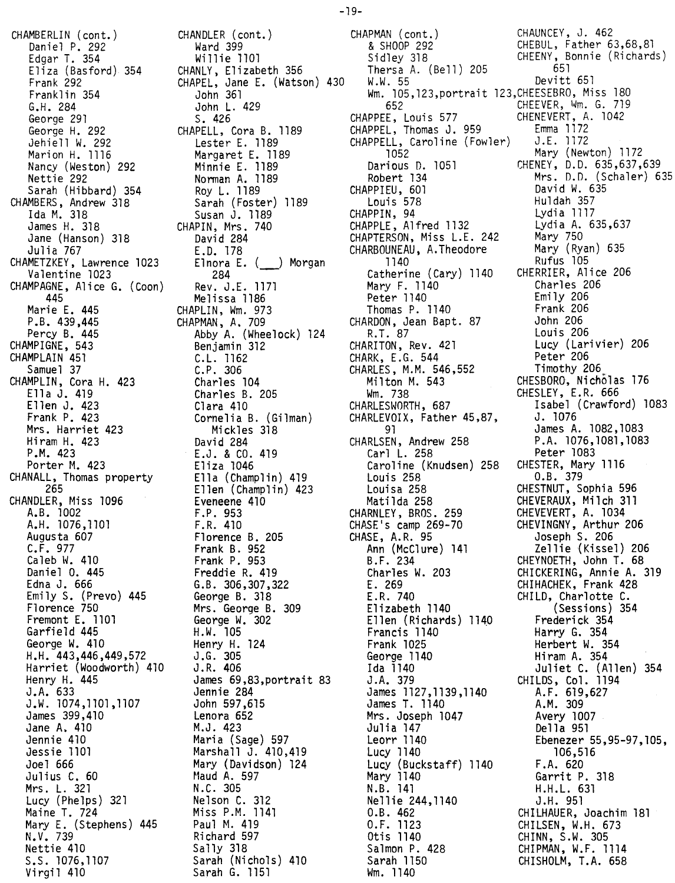CHAMBERLIN (cont.)
    Daniel P. 292
    Edgar T. 354
    Eliza (Basford) 354
    Frank 292
    Franklin 354
    G.H. 284
    George 291
    George H. 292
    Jehiell W. 292
    Marion H. 1116
    Nancy (Weston) 292
    Nettie 292
    Sarah (Hibbard) 354
CHAMBERS, Andrew 318
    Ida M. 318
    James H. 318
    Jane (Hanson) 318
    Julia 767
CHAMETZKEY, Lawrence 1023
    Valentine 1023
CHAMPAGNE, Alice G. (Coon) 445
    Marie E. 445
    P.B. 439,445
    Percy B. 445
CHAMPIGNE, 543
CHAMPLAIN 451
    Samuel 37
CHAMPLIN, Cora H. 423
    Ella J. 419
    Ellen J. 423
    Frank P. 423
    Mrs. Harriet 423
    Hiram H. 423
    P.M. 423
    Porter M. 423
CHANALL, Thomas property 265
CHANDLER, Miss 1096
    A.B. 1002
    A.H. 1076,1101
    Augusta 607
    C.F. 977
    Caleb W. 410
    Daniel O. 445
    Edna J. 666
    Emily S. (Prevo) 445
    Florence 750
    Fremont E. 1101
    Garfield 445
    George W. 410
    H.H. 443,446,449,572
    Harriet (Woodworth) 410
    Henry H. 445
    J.A. 633
    J.W. 1074,1101,1107
    James 399,410
    Jane A. 410
    Jennie 410
    Jessie 1101
    Joel 666
    Julius C. 60
    Mrs. L. 321
    Lucy (Phelps) 321
    Maine T. 724
    Mary E. (Stephens) 445
    N.V. 739
    Nettie 410
    S.S. 1076,1107
    Virgil 410

CHANDLER (cont.)
    Ward 399
    Willie 1101
CHANLY, Elizabeth 356
CHAPEL, Jane E. (Watson) 430
    John 361
    John L. 429
    S. 426
CHAPELL, Cora B. 1189
    Lester E. 1189
    Margaret E. 1189
    Minnie E. 1189
    Norman A. 1189
    Roy L. 1189
    Sarah (Foster) 1189
    Susan J. 1189
CHAPIN, Mrs. 740
    David 284
    E.D. 178
    Elnora E. (\_\_\_) Morgan 284
    Rev. J.E. 1171
    Melissa 1186
CHAPLIN, Wm. 973
CHAPMAN, A. 709
    Abby A. (Wheelock) 124
    Benjamin 312
    C.L. 1162
    C.P. 306
    Charles 104
    Charles B. 205
    Clara 410
    Cornelia B. (Gilman) Mickles 318
    David 284
    E.J. & CO. 419
    Eliza 1046
    Ella (Champlin) 419
    Ellen (Champlin) 423
    Eveneene 410
    F.P. 953
    F.R. 410
    Florence B. 205
    Frank B. 952
    Frank P. 953
    Freddie R. 419
    G.B. 306,307,322
    George B. 318
    Mrs. George B. 309
    George W. 302
    H.W. 105
    Henry H. 124
    J.G. 305
    J.R. 406
    James 69,83,portrait 83
    Jennie 284
    John 597,615
    Lenora 652
    M.J. 423
    Maria (Sage) 597
    Marshall J. 410,419
    Mary (Davidson) 124
    Maud A. 597
    N.C. 305
    Nelson C. 312
    Miss P.M. 1141
    Paul M. 419
    Richard 597
    Sally 318
    Sarah (Nichols) 410
    Sarah G. 1151

CHAPMAN (cont.)
    & SHOOP 292
    Sidley 318
    Thersa A. (Bell) 205
    W.W. 55
    Wm. 105,123,portrait 123, 652
CHAPPEE, Louis 577
CHAPPEL, Thomas J. 959
CHAPPELL, Caroline (Fowler) 1052
    Darious D. 1051
    Robert 134
CHAPPIEU, 601
    Louis 578
CHAPPIN, 94
CHAPPLE, Alfred 1132
CHAPTERSON, Miss L.E. 242
CHARBOUNEAU, A.Theodore 1140
    Catherine (Cary) 1140
    Mary F. 1140
    Peter 1140
    Thomas P. 1140
CHARDON, Jean Bapt. 87
    R.T. 87
CHARITON, Rev. 421
CHARK, E.G. 544
CHARLES, M.M. 546,552
    Milton M. 543
    Wm. 738
CHARLESWORTH, 687
CHARLEVOIX, Father 45,87, 91
CHARLSEN, Andrew 258
    Carl L. 258
    Caroline (Knudsen) 258
    Louis 258
    Louisa 258
    Matilda 258
CHARNLEY, BROS. 259
CHASE's camp 269-70
CHASE, A.R. 95
    Ann (McClure) 141
    B.F. 234
    Charles W. 203
    E. 269
    E.R. 740
    Elizabeth 1140
    Ellen (Richards) 1140
    Francis 1140
    Frank 1025
    George 1140
    Ida 1140
    J.A. 379
    James 1127,1139,1140
    James T. 1140
    Mrs. Joseph 1047
    Julia 147
    Leorr 1140
    Lucy 1140
    Lucy (Buckstaff) 1140
    Mary 1140
    N.B. 141
    Nellie 244,1140
    O.B. 462
    O.F. 1123
    Otis 1140
    Salmon P. 428
    Sarah 1150
    Wm. 1140

CHAUNCEY, J. 462
CHEBUL, Father 63,68,81
CHEENY, Bonnie (Richards) 651
    Devitt 651
CHEESEBRO, Miss 180
CHEEVER, Wm. G. 719
CHENEVERT, A. 1042
    Emma 1172
    J.E. 1172
    Mary (Newton) 1172
CHENEY, D.D. 635,637,639
    Mrs. D.D. (Schaler) 635
    David W. 635
    Huldah 357
    Lydia 1117
    Lydia A. 635,637
    Mary 750
    Mary (Ryan) 635
    Rufus 105
CHERRIER, Alice 206
    Charles 206
    Emily 206
    Frank 206
    John 206
    Louis 206
    Lucy (Larivier) 206
    Peter 206
    Timothy 206
CHESBORO, Nicholas 176
CHESLEY, E.R. 666
    Isabel (Crawford) 1083
    J. 1076
    James A. 1082,1083
    P.A. 1076,1081,1083
    Peter 1083
CHESTER, Mary 1116
    O.B. 379
CHESTNUT, Sophia 596
CHEVERAUX, Milch 311
CHEVEVERT, A. 1034
CHEVINGNY, Arthur 206
    Joseph S. 206
    Zellie (Kissel) 206
CHEYNOETH, John T. 68
CHICKERING, Annie A. 319
CHIHACHEK, Frank 428
CHILD, Charlotte C. (Sessions) 354
    Frederick 354
    Harry G. 354
    Herbert W. 354
    Hiram A. 354
    Juliet C. (Allen) 354
CHILDS, Col. 1194
    A.F. 619,627
    A.M. 309
    Avery 1007
    Della 951
    Ebenezer 55,95-97,105, 106,516
    F.A. 620
    Garrit P. 318
    H.H.L. 631
    J.H. 951
CHILHAUER, Joachim 181
CHILSEN, W.H. 673
CHINN, S.W. 305
CHIPMAN, W.F. 1114
CHISHOLM, T.A. 658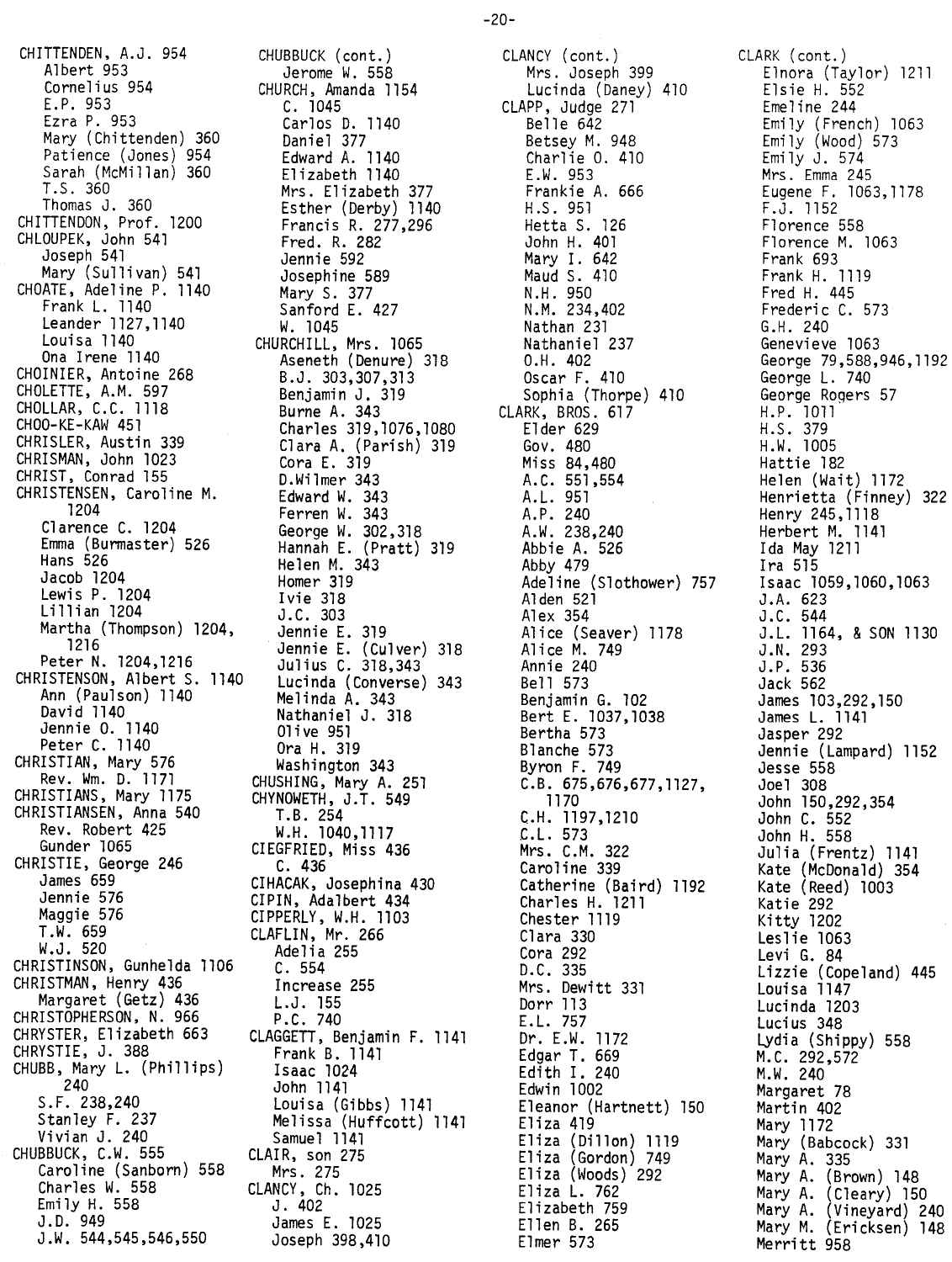CHITTENDEN, A.J. 954
Albert 953
Cornelius 954
E.P. 953
Ezra P. 953
Mary (Chittenden) 360
Patience (Jones) 954
Sarah (McMillan) 360
T.S. 360
Thomas J. 360
CHITTENDON, Prof. 1200
CHLOUPEK, John 541
Joseph 541
Mary (Sullivan) 541
CHOATE, Adeline P. 1140
Frank L. 1140
Leander 1127,1140
Louisa 1140
Ona Irene 1140
CHOINIER, Antoine 268
CHOLETTE, A.M. 597
CHOLLAR, C.C. 1118
CHOO-KE-KAW 451
CHRISLER, Austin 339
CHRISMAN, John 1023
CHRIST, Conrad 155
CHRISTENSEN, Caroline M. 1204
Clarence C. 1204
Emma (Burmaster) 526
Hans 526
Jacob 1204
Lewis P. 1204
Lillian 1204
Martha (Thompson) 1204, 1216
Peter N. 1204,1216
CHRISTENSON, Albert S. 1140
Ann (Paulson) 1140
David 1140
Jennie O. 1140
Peter C. 1140
CHRISTIAN, Mary 576
Rev. Wm. D. 1171
CHRISTIANS, Mary 1175
CHRISTIANSEN, Anna 540
Rev. Robert 425
Gunder 1065
CHRISTIE, George 246
James 659
Jennie 576
Maggie 576
T.W. 659
W.J. 520
CHRISTINSON, Gunhelda 1106
CHRISTMAN, Henry 436
Margaret (Getz) 436
CHRISTOPHERSON, N. 966
CHRYSTER, Elizabeth 663
CHRYSTIE, J. 388
CHUBB, Mary L. (Phillips) 240
S.F. 238,240
Stanley F. 237
Vivian J. 240
CHUBBUCK, C.W. 555
Caroline (Sanborn) 558
Charles W. 558
Emily H. 558
J.D. 949
J.W. 544,545,546,550

CHUBBUCK (cont.)
Jerome W. 558
CHURCH, Amanda 1154
C. 1045
Carlos D. 1140
Daniel 377
Edward A. 1140
Elizabeth 1140
Mrs. Elizabeth 377
Esther (Derby) 1140
Francis R. 277,296
Fred. R. 282
Jennie 592
Josephine 589
Mary S. 377
Sanford E. 427
W. 1045
CHURCHILL, Mrs. 1065
Aseneth (Denure) 318
B.J. 303,307,313
Benjamin J. 319
Burne A. 343
Charles 319,1076,1080
Clara A. (Parish) 319
Cora E. 319
D.Wilmer 343
Edward W. 343
Ferren W. 343
George W. 302,318
Hannah E. (Pratt) 319
Helen M. 343
Homer 319
Ivie 318
J.C. 303
Jennie E. 319
Jennie E. (Culver) 318
Julius C. 318,343
Lucinda (Converse) 343
Melinda A. 343
Nathaniel J. 318
Olive 951
Ora H. 319
Washington 343
CHUSHING, Mary A. 251
CHYNOWETH, J.T. 549
T.B. 254
W.H. 1040,1117
CIEGFRIED, Miss 436
C. 436
CIHACAK, Josephina 430
CIPIN, Adalbert 434
CIPPERLY, W.H. 1103
CLAFLIN, Mr. 266
Adelia 255
C. 554
Increase 255
L.J. 155
P.C. 740
CLAGGETT, Benjamin F. 1141
Frank B. 1141
Isaac 1024
John 1141
Louisa (Gibbs) 1141
Melissa (Huffcott) 1141
Samuel 1141
CLAIR, son 275
Mrs. 275
CLANCY, Ch. 1025
J. 402
James E. 1025
Joseph 398,410

CLANCY (cont.)
Mrs. Joseph 399
Lucinda (Daney) 410
CLAPP, Judge 271
Belle 642
Betsey M. 948
Charlie O. 410
E.W. 953
Frankie A. 666
H.S. 951
Hetta S. 126
John H. 401
Mary I. 642
Maud S. 410
N.H. 950
N.M. 234,402
Nathan 231
Nathaniel 237
O.H. 402
Oscar F. 410
Sophia (Thorpe) 410
CLARK, BROS. 617
Elder 629
Gov. 480
Miss 84,480
A.C. 551,554
A.L. 951
A.P. 240
A.W. 238,240
Abbie A. 526
Abby 479
Adeline (Slothower) 757
Alden 521
Alex 354
Alice (Seaver) 1178
Alice M. 749
Annie 240
Bell 573
Benjamin G. 102
Bert E. 1037,1038
Bertha 573
Blanche 573
Byron F. 749
C.B. 675,676,677,1127, 1170
C.H. 1197,1210
C.L. 573
Mrs. C.M. 322
Caroline 339
Catherine (Baird) 1192
Charles H. 1211
Chester 1119
Clara 330
Cora 292
D.C. 335
Mrs. Dewitt 331
Dorr 113
E.L. 757
Dr. E.W. 1172
Edgar T. 669
Edith I. 240
Edwin 1002
Eleanor (Hartnett) 150
Eliza 419
Eliza (Dillon) 1119
Eliza (Gordon) 749
Eliza (Woods) 292
Eliza L. 762
Elizabeth 759
Ellen B. 265
Elmer 573

CLARK (cont.)
Elnora (Taylor) 1211
Elsie H. 552
Emeline 244
Emily (French) 1063
Emily (Wood) 573
Emily J. 574
Mrs. Emma 245
Eugene F. 1063,1178
F.J. 1152
Florence 558
Florence M. 1063
Frank 693
Frank H. 1119
Fred H. 445
Frederic C. 573
G.H. 240
Genevieve 1063
George 79,588,946,1192
George L. 740
George Rogers 57
H.P. 1011
H.S. 379
H.W. 1005
Hattie 182
Helen (Wait) 1172
Henrietta (Finney) 322
Henry 245,1118
Herbert M. 1141
Ida May 1211
Ira 515
Isaac 1059,1060,1063
J.A. 623
J.C. 544
J.L. 1164, & SON 1130
J.N. 293
J.P. 536
Jack 562
James 103,292,150
James L. 1141
Jasper 292
Jennie (Lampard) 1152
Jesse 558
Joel 308
John 150,292,354
John C. 552
John H. 558
Julia (Frentz) 1141
Kate (McDonald) 354
Kate (Reed) 1003
Katie 292
Kitty 1202
Leslie 1063
Levi G. 84
Lizzie (Copeland) 445
Louisa 1147
Lucinda 1203
Lucius 348
Lydia (Shippy) 558
M.C. 292,572
M.W. 240
Margaret 78
Martin 402
Mary 1172
Mary (Babcock) 331
Mary A. 335
Mary A. (Brown) 148
Mary A. (Cleary) 150
Mary A. (Vineyard) 240
Mary M. (Ericksen) 148
Merritt 958